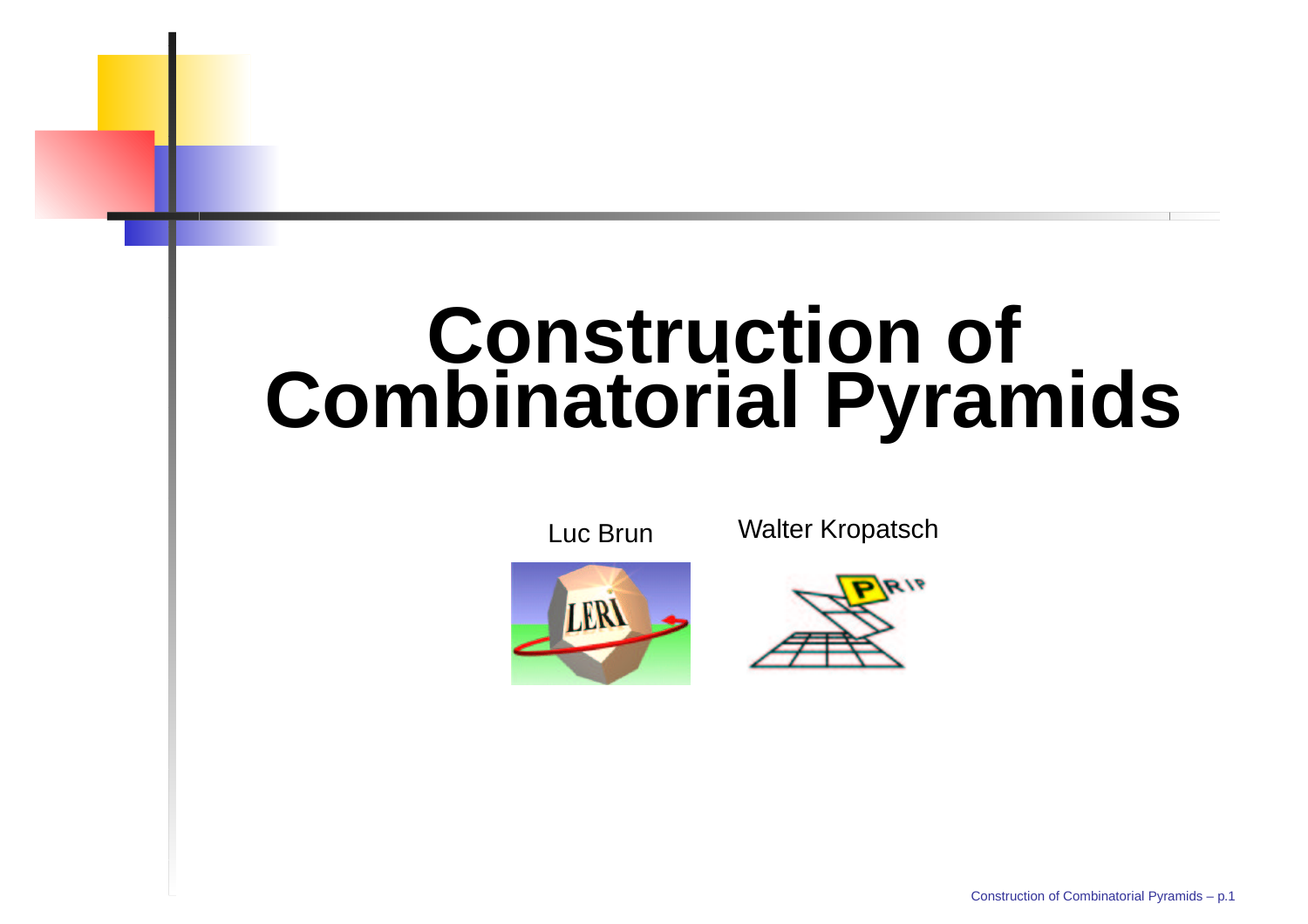# Construction of Combinatorial Pyramids

Luc Brun

Walter Kropatsch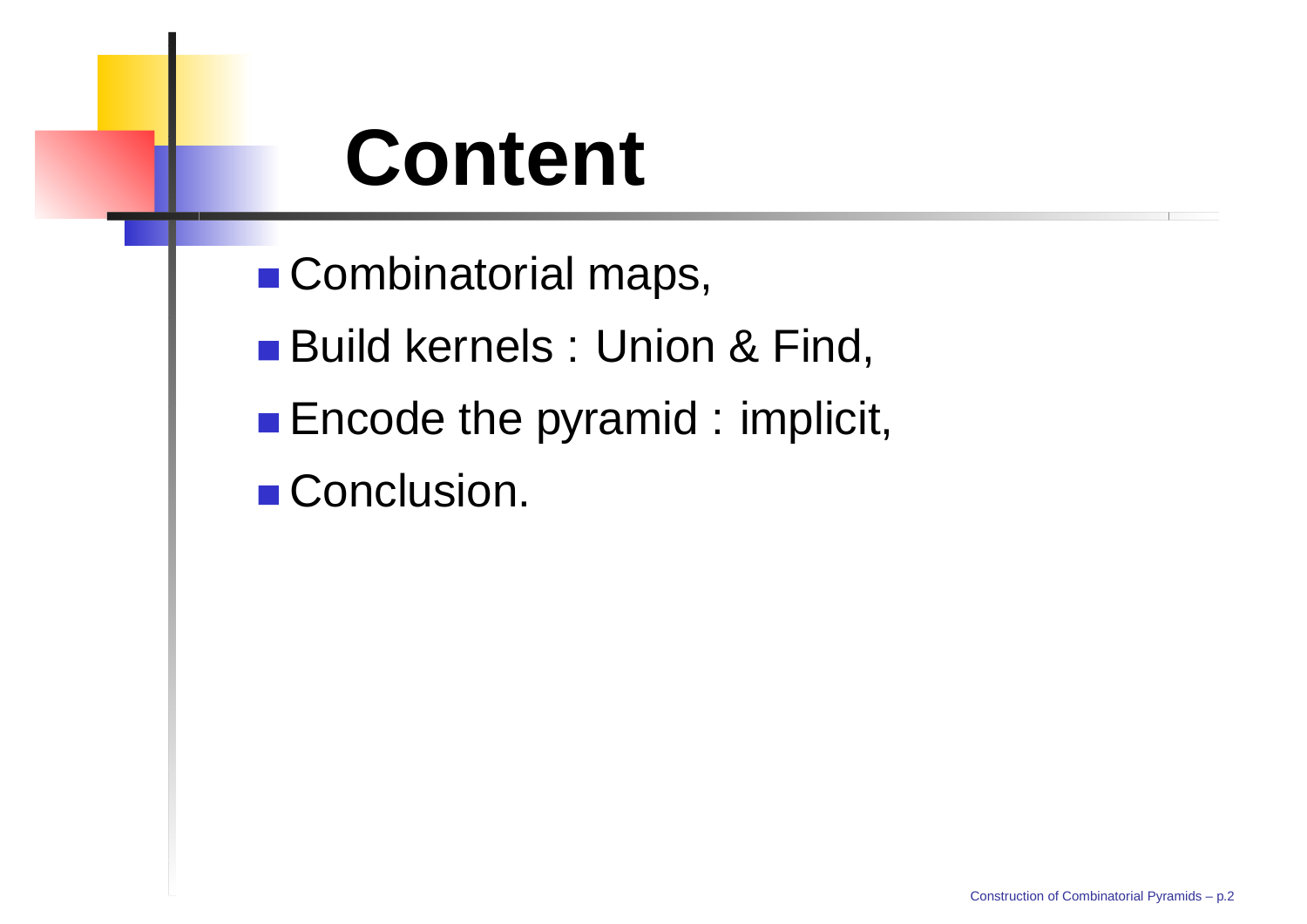# Content

- Combinatorial maps,
- Build kernels : Union & Find,
- Encode the pyramid : implicit,
- Conclusion.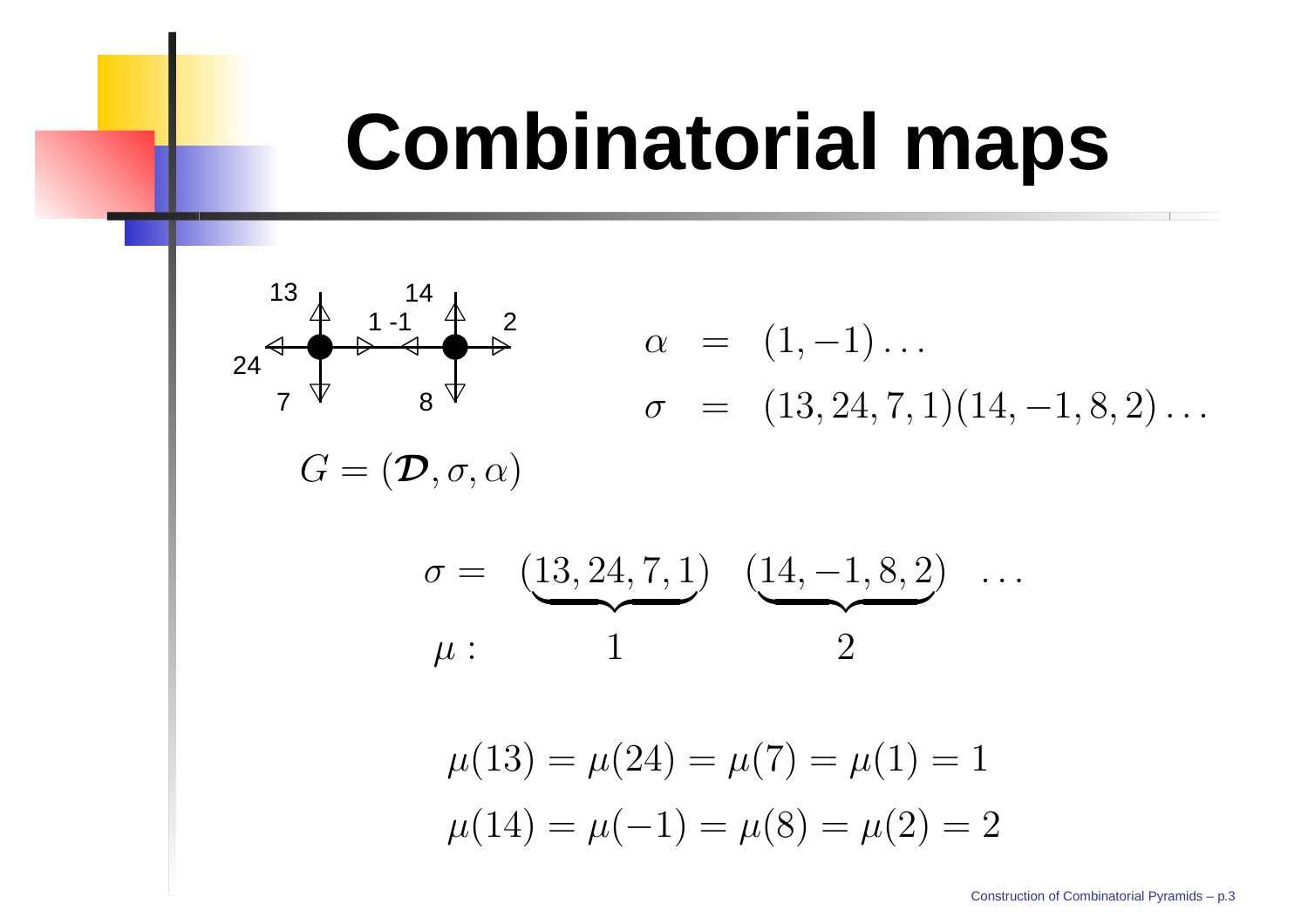# Combinatorial maps

$$\alpha = (1, -1)\ldots$$

$$\sigma = (13, 24, 7, 1)(14, -1, 8, 2)\ldots$$

$$G = (\boldsymbol{\mathcal{D}}, \sigma, \alpha)$$

$$\sigma = \underbrace{(13, 24, 7, 1)}_{1} \quad \underbrace{(14, -1, 8, 2)}_{2} \quad \ldots$$

$\mu :$ 1, 2

$$\mu(13) = \mu(24) = \mu(7) = \mu(1) = 1$$

$$\mu(14) = \mu(-1) = \mu(8) = \mu(2) = 2$$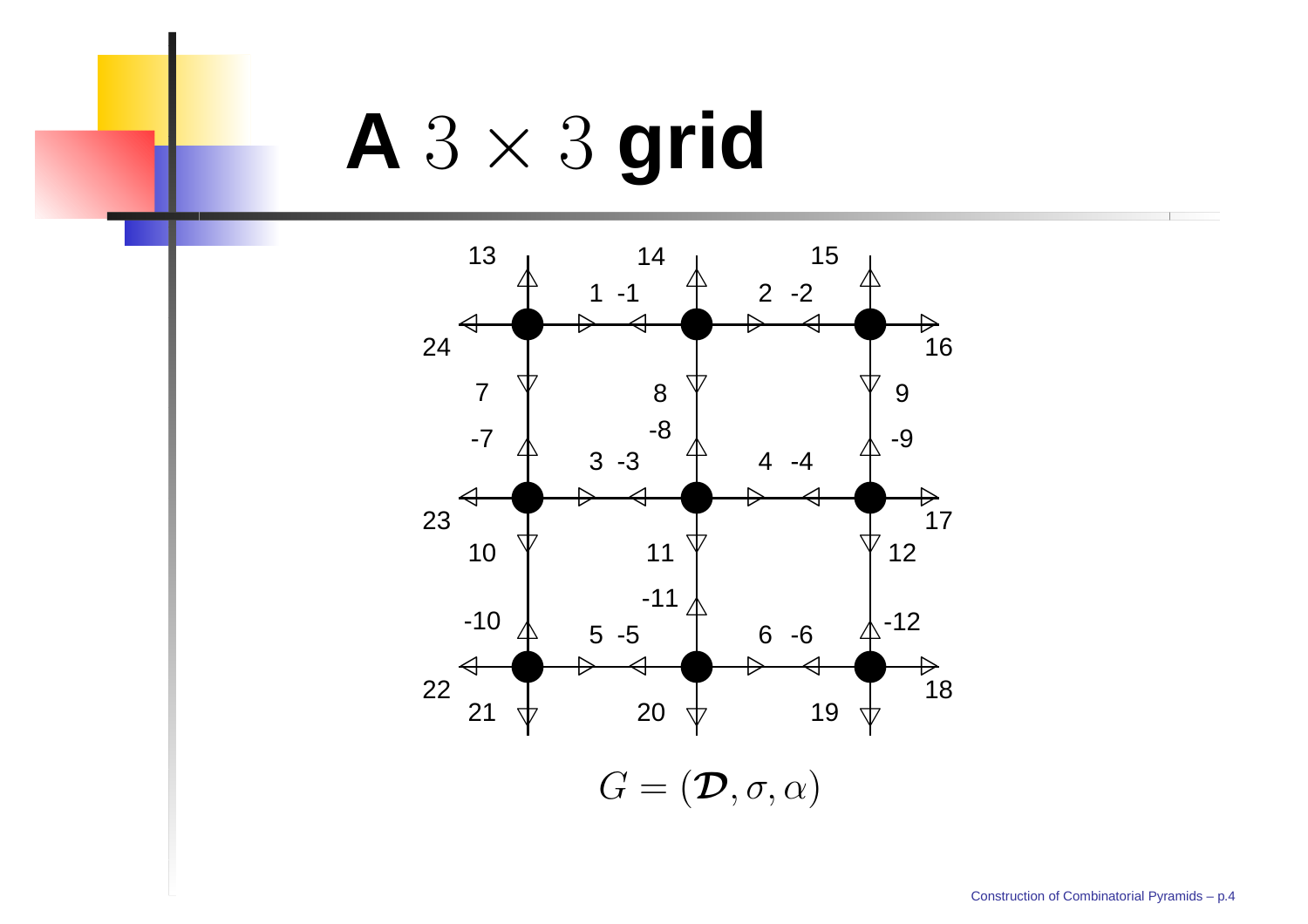# A $3 \times 3$ grid

$$G = (\mathcal{D}, \sigma, \alpha)$$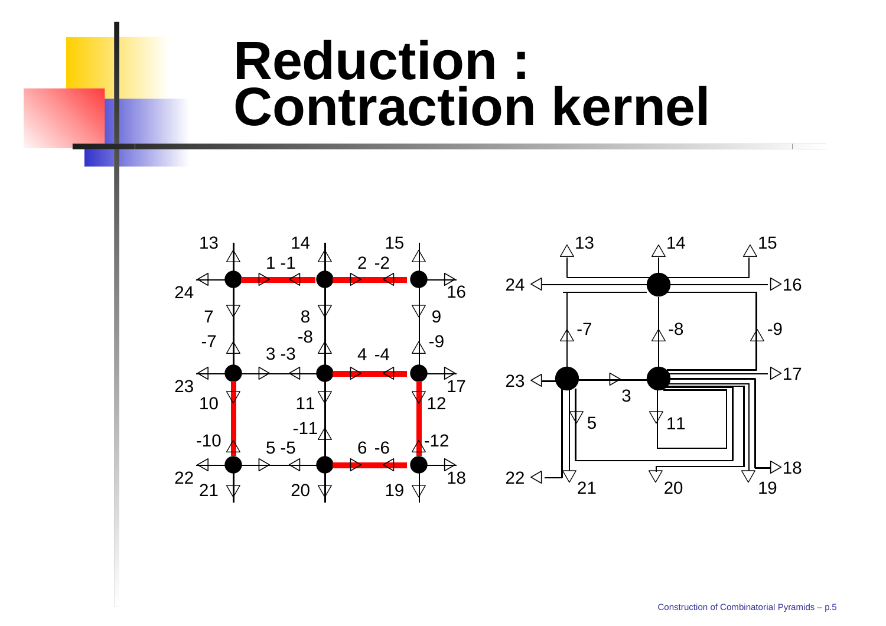# Reduction : Contraction kernel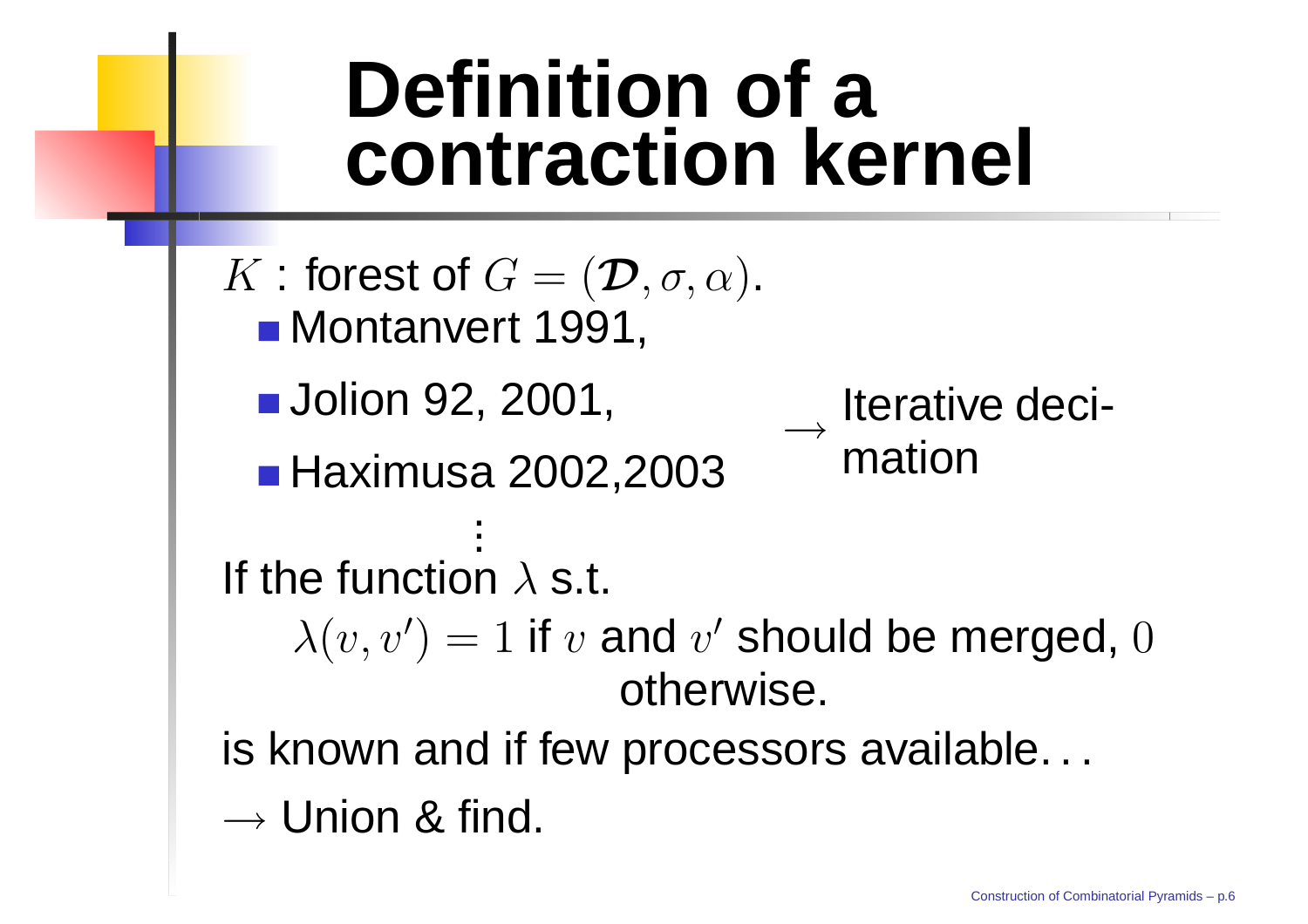# Definition of a contraction kernel

$K$ : forest of $G = (\boldsymbol{\mathcal{D}}, \sigma, \alpha)$.

- Montanvert 1991,
- Jolion 92, 2001,
- Haximusa 2002,2003

$\longrightarrow$ Iterative decimation

$\vdots$

If the function $\lambda$ s.t.

$\lambda(v, v') = 1$ if $v$ and $v'$ should be merged, $0$ otherwise.

is known and if few processors available...

$\rightarrow$ Union & find.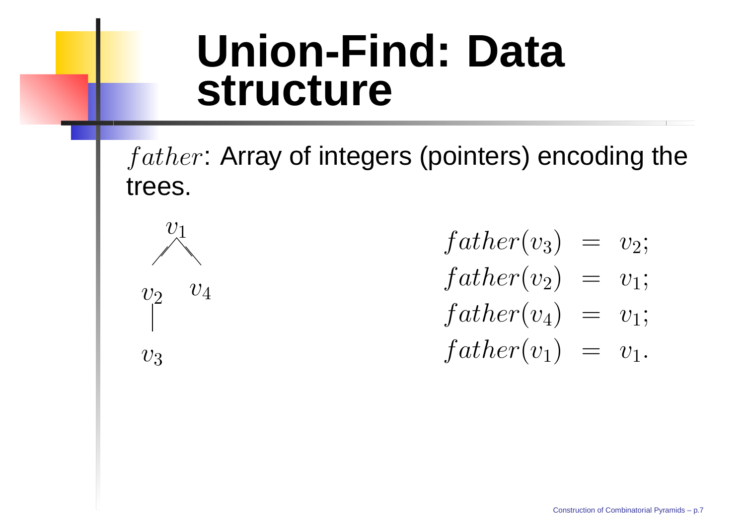# Union-Find: Data structure

$father$: Array of integers (pointers) encoding the trees.

$$
\begin{aligned}
father(v_3) &= v_2; \\
father(v_2) &= v_1; \\
father(v_4) &= v_1; \\
father(v_1) &= v_1.
\end{aligned}
$$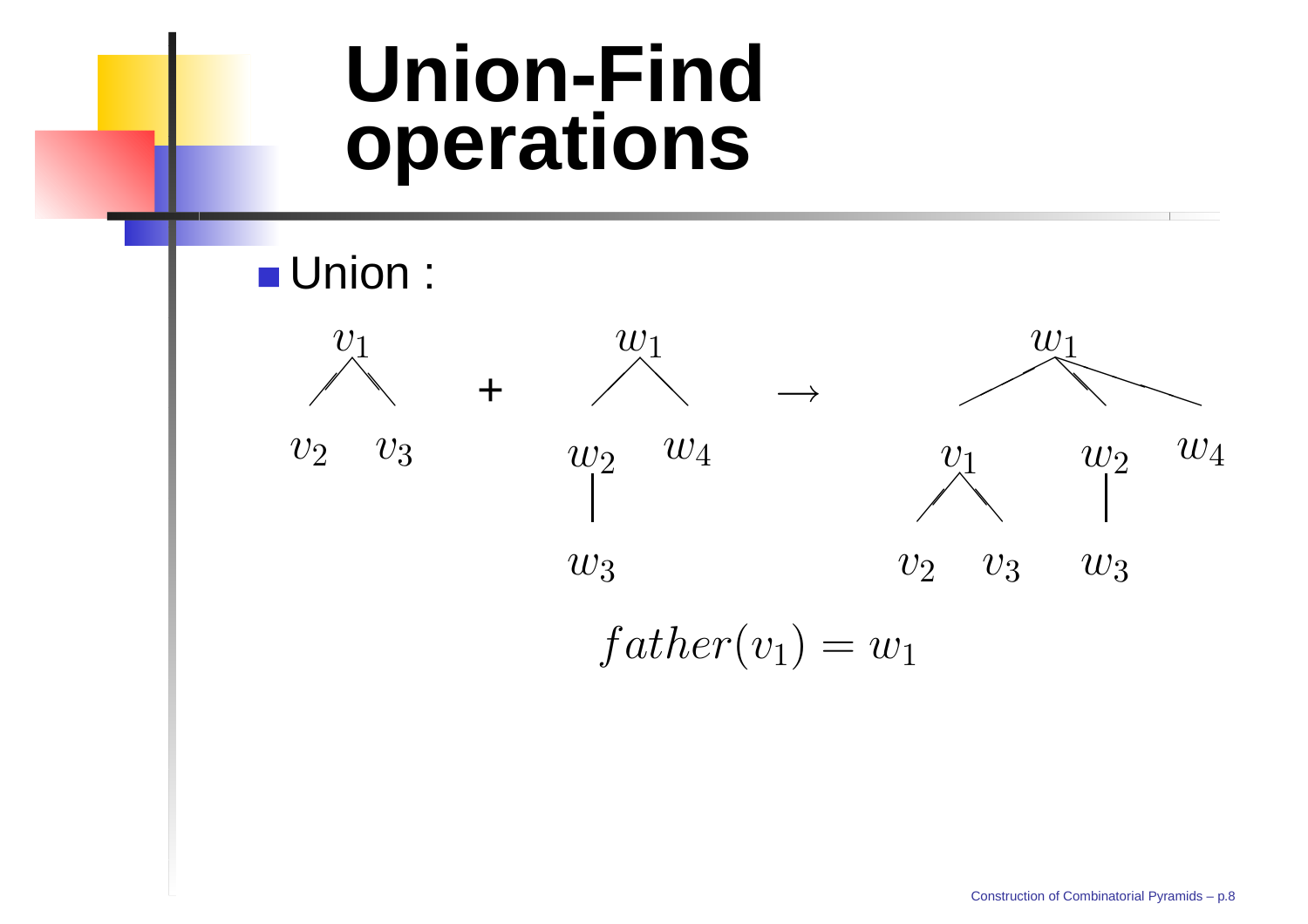# Union-Find operations

- Union :

$$father(v_1) = w_1$$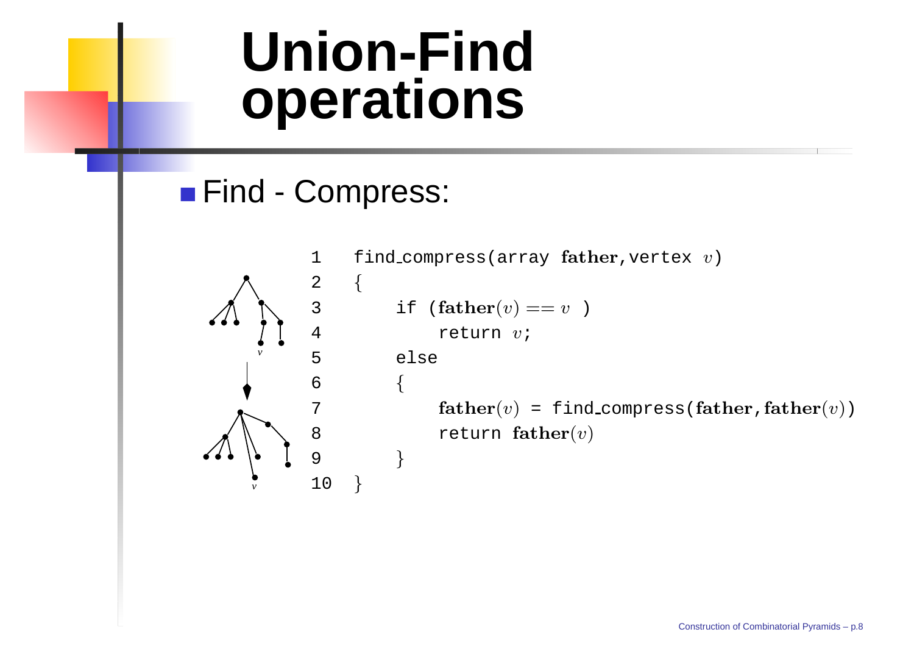# Union-Find operations

- Find - Compress:

```
1   find_compress(array father, vertex v)
2   {
3       if (father(v) == v )
4           return v;
5       else
6       {
7           father(v) = find_compress(father, father(v))
8           return father(v)
9       }
10  }
```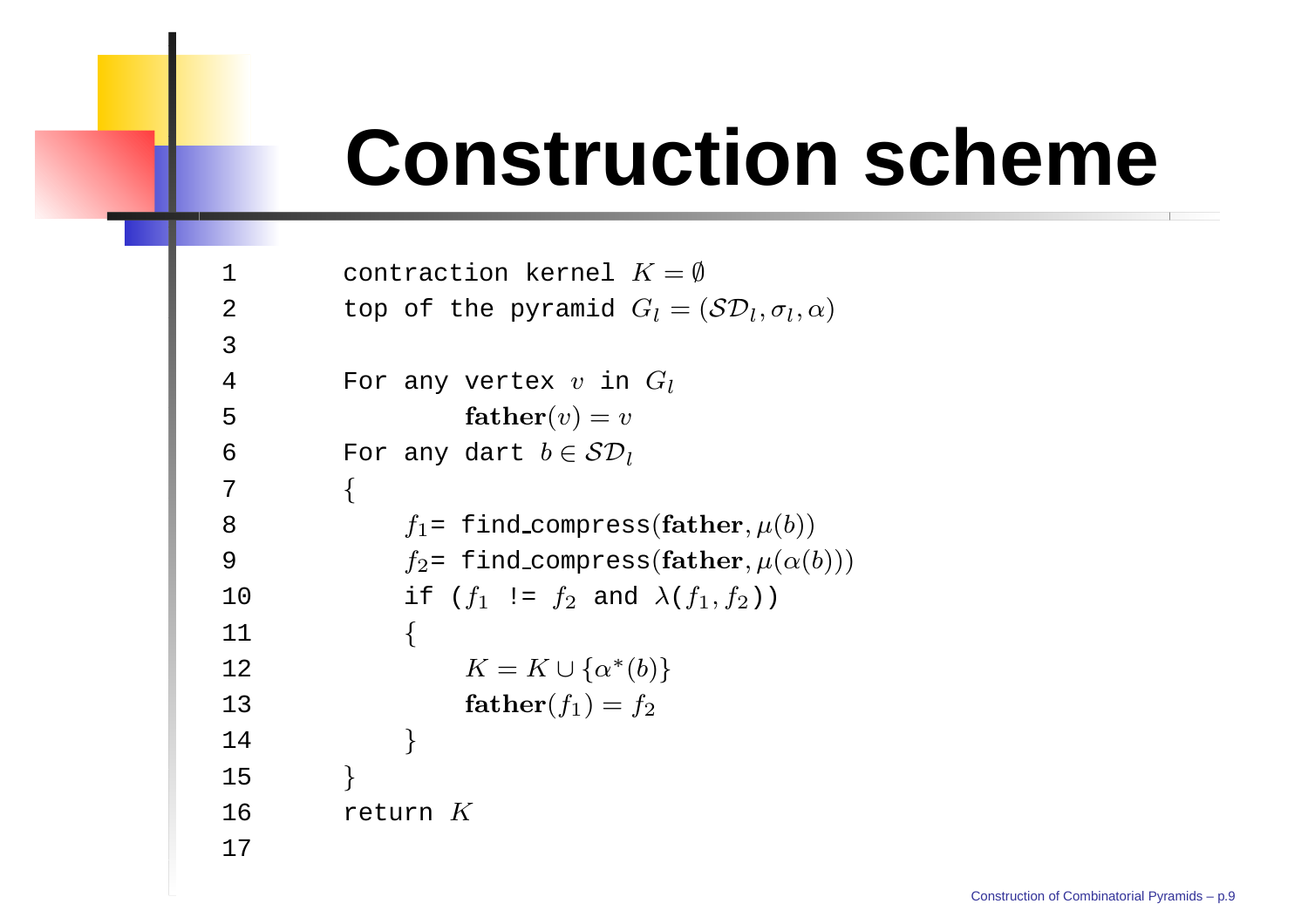# Construction scheme

```
1        contraction kernel K = ∅
2        top of the pyramid G_l = (SD_l, σ_l, α)
3
4        For any vertex v in G_l
5                father(v) = v
6        For any dart b ∈ SD_l
7        {
8            f_1= find_compress(father, μ(b))
9            f_2= find_compress(father, μ(α(b)))
10           if (f_1 != f_2 and λ(f_1, f_2))
11           {
12                K = K ∪ {α*(b)}
13                father(f_1) = f_2
14           }
15       }
16       return K
17
```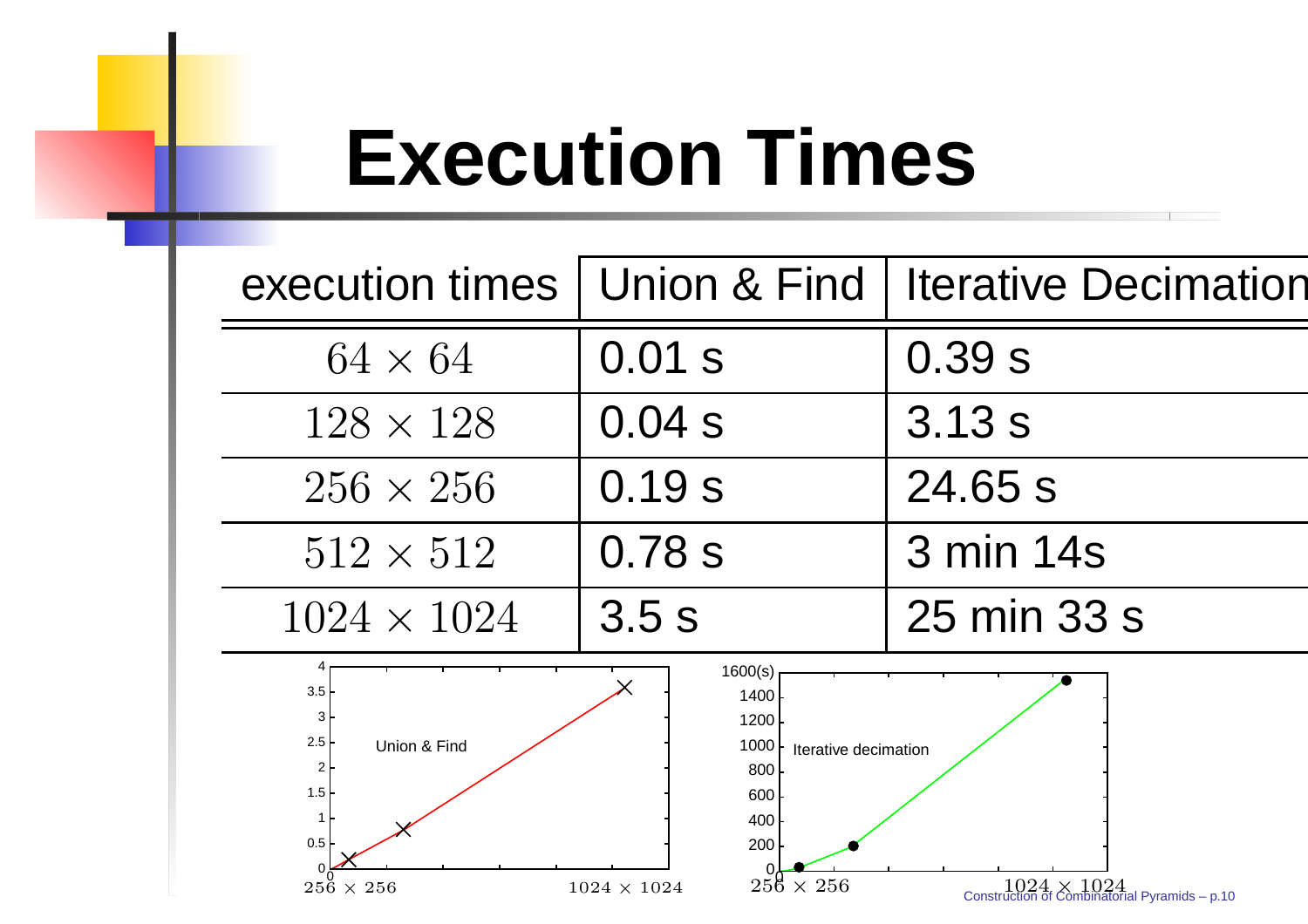# Execution Times

| execution times | Union & Find | Iterative Decimation |
|---|---|---|
| $64 \times 64$ | 0.01 s | 0.39 s |
| $128 \times 128$ | 0.04 s | 3.13 s |
| $256 \times 256$ | 0.19 s | 24.65 s |
| $512 \times 512$ | 0.78 s | 3 min 14s |
| $1024 \times 1024$ | 3.5 s | 25 min 33 s |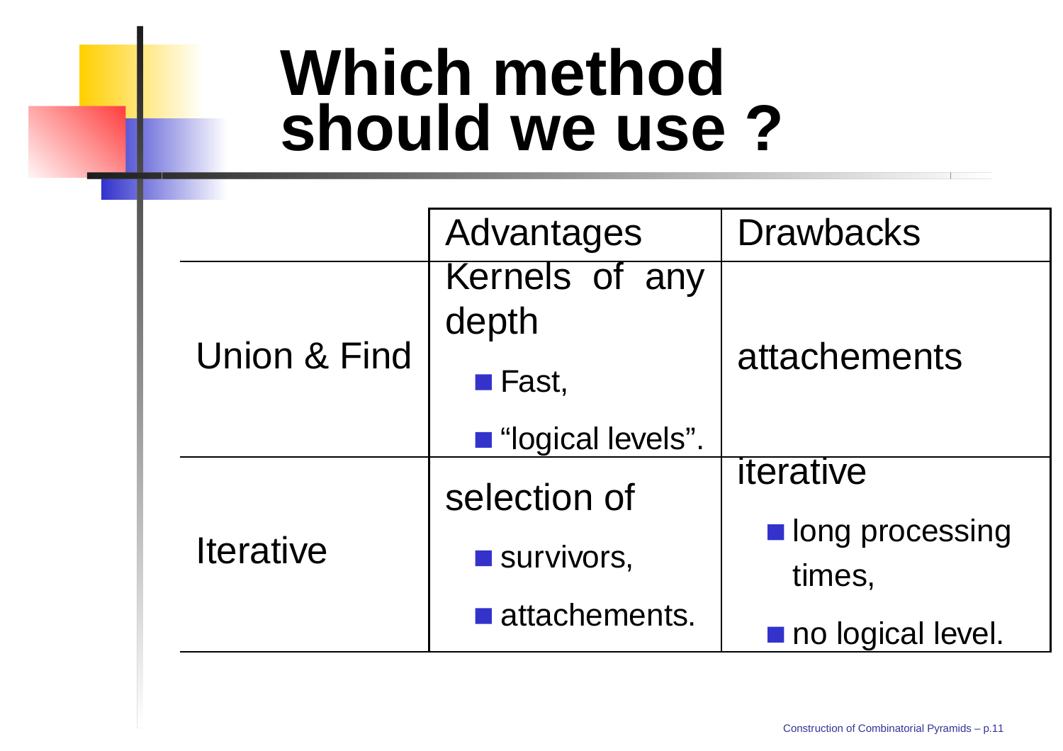# Which method should we use ?

| | Advantages | Drawbacks |
|---|---|---|
| Union & Find | Kernels of any depth<br>■ Fast,<br>■ "logical levels". | attachements |
| Iterative | selection of<br>■ survivors,<br>■ attachements. | iterative<br>■ long processing times,<br>■ no logical level. |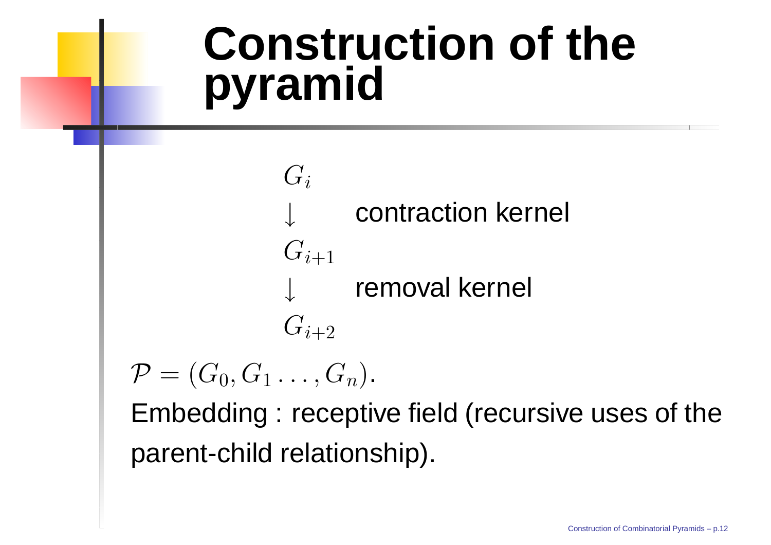# Construction of the pyramid

$$
\begin{array}{ll}
G_i & \\
\downarrow & \text{contraction kernel} \\
G_{i+1} & \\
\downarrow & \text{removal kernel} \\
G_{i+2} &
\end{array}
$$

$\mathcal{P} = (G_0, G_1 \ldots, G_n)$.

Embedding : receptive field (recursive uses of the parent-child relationship).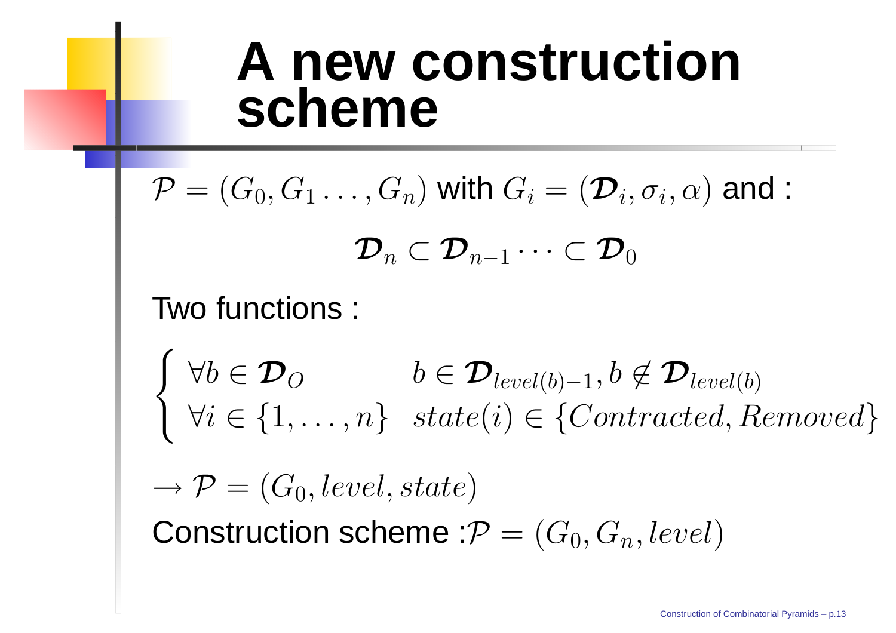# A new construction scheme

$\mathcal{P} = (G_0, G_1 \ldots, G_n)$ with $G_i = (\boldsymbol{\mathcal{D}}_i, \sigma_i, \alpha)$ and :

$$\boldsymbol{\mathcal{D}}_n \subset \boldsymbol{\mathcal{D}}_{n-1} \cdots \subset \boldsymbol{\mathcal{D}}_0$$

Two functions :

$$\begin{cases} \forall b \in \boldsymbol{\mathcal{D}}_O & b \in \boldsymbol{\mathcal{D}}_{level(b)-1}, b \notin \boldsymbol{\mathcal{D}}_{level(b)} \\ \forall i \in \{1, \ldots, n\} & state(i) \in \{Contracted, Removed\} \end{cases}$$

$\rightarrow \mathcal{P} = (G_0, level, state)$

Construction scheme :$\mathcal{P} = (G_0, G_n, level)$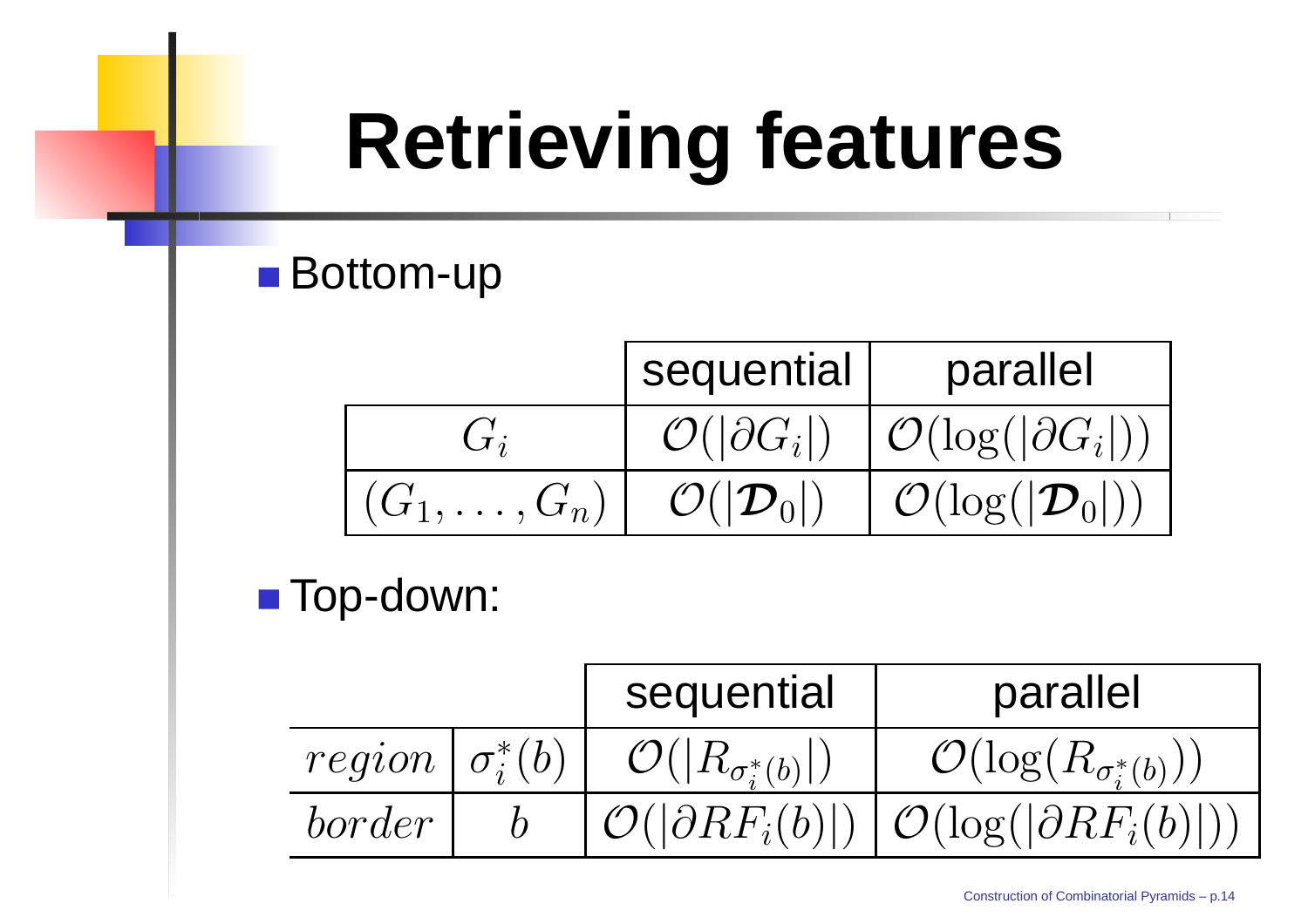# Retrieving features

- Bottom-up

| | sequential | parallel |
|---|---|---|
| $G_i$ | $\mathcal{O}(\lvert\partial G_i\rvert)$ | $\mathcal{O}(\log(\lvert\partial G_i\rvert))$ |
| $(G_1, \ldots, G_n)$ | $\mathcal{O}(\lvert\boldsymbol{\mathcal{D}}_0\rvert)$ | $\mathcal{O}(\log(\lvert\boldsymbol{\mathcal{D}}_0\rvert))$ |

- Top-down:

| | | sequential | parallel |
|---|---|---|---|
| $region$ | $\sigma_i^*(b)$ | $\mathcal{O}(\lvert R_{\sigma_i^*(b)}\rvert)$ | $\mathcal{O}(\log(R_{\sigma_i^*(b)}))$ |
| $border$ | $b$ | $\mathcal{O}(\lvert\partial RF_i(b)\rvert)$ | $\mathcal{O}(\log(\lvert\partial RF_i(b)\rvert))$ |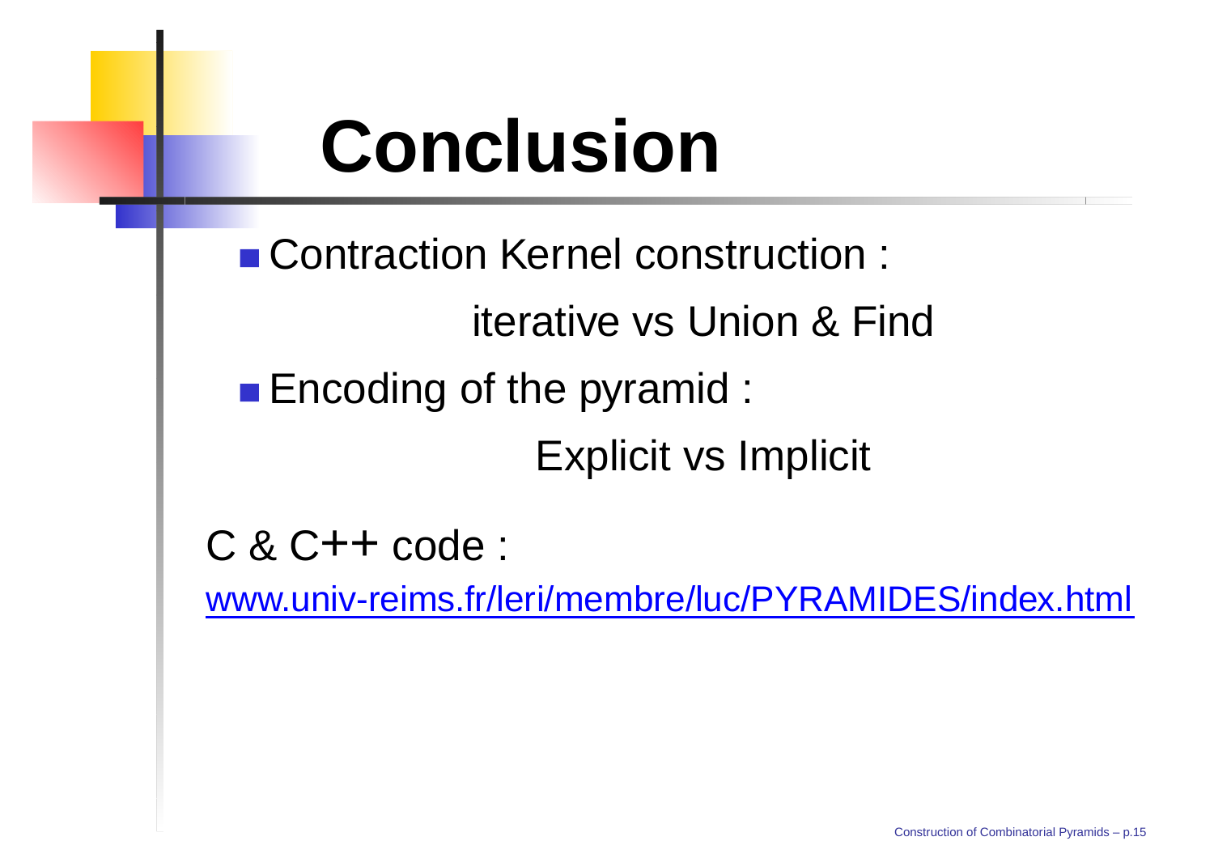# Conclusion

- Contraction Kernel construction :

  iterative vs Union & Find

- Encoding of the pyramid :

  Explicit vs Implicit

C & C++ code :

www.univ-reims.fr/leri/membre/luc/PYRAMIDES/index.html